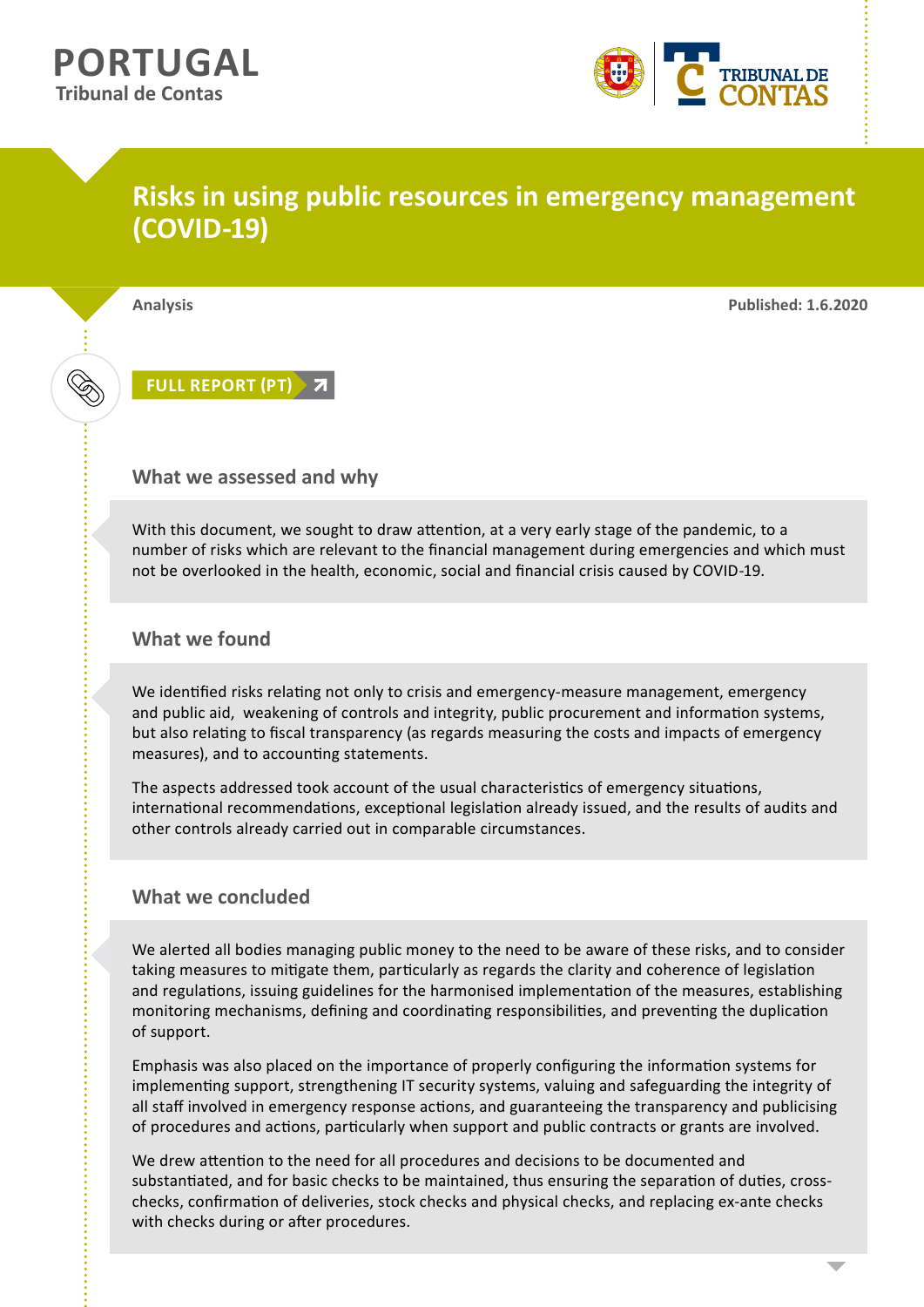# PORTUGAL

**Tribunal de Contas**

## Risks in using public resources in emergency management (COVID-19)

**Analysis** | **Published: 1.6.2020**

FULL REPORT (PT)

### What we assessed and why

With this document, we sought to draw attention, at a very early stage of the pandemic, to a number of risks which are relevant to the financial management during emergencies and which must not be overlooked in the health, economic, social and financial crisis caused by COVID-19.

### What we found

We identified risks relating not only to crisis and emergency-measure management, emergency and public aid, weakening of controls and integrity, public procurement and information systems, but also relating to fiscal transparency (as regards measuring the costs and impacts of emergency measures), and to accounting statements.

The aspects addressed took account of the usual characteristics of emergency situations, international recommendations, exceptional legislation already issued, and the results of audits and other controls already carried out in comparable circumstances.

### What we concluded

We alerted all bodies managing public money to the need to be aware of these risks, and to consider taking measures to mitigate them, particularly as regards the clarity and coherence of legislation and regulations, issuing guidelines for the harmonised implementation of the measures, establishing monitoring mechanisms, defining and coordinating responsibilities, and preventing the duplication of support.

Emphasis was also placed on the importance of properly configuring the information systems for implementing support, strengthening IT security systems, valuing and safeguarding the integrity of all staff involved in emergency response actions, and guaranteeing the transparency and publicising of procedures and actions, particularly when support and public contracts or grants are involved.

We drew attention to the need for all procedures and decisions to be documented and substantiated, and for basic checks to be maintained, thus ensuring the separation of duties, cross-checks, confirmation of deliveries, stock checks and physical checks, and replacing ex-ante checks with checks during or after procedures.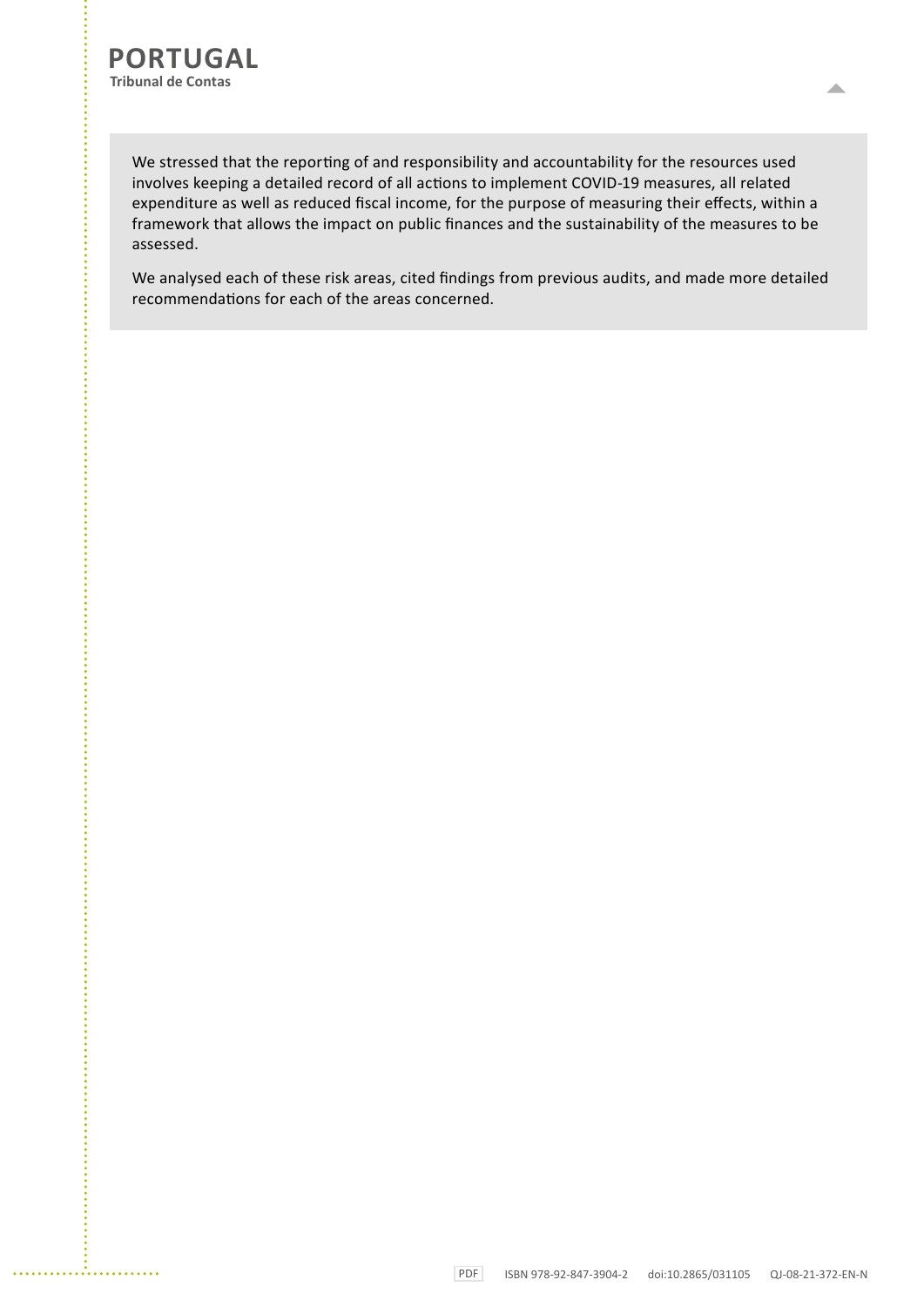We stressed that the reporting of and responsibility and accountability for the resources used involves keeping a detailed record of all actions to implement COVID-19 measures, all related expenditure as well as reduced fiscal income, for the purpose of measuring their effects, within a framework that allows the impact on public finances and the sustainability of the measures to be assessed.

We analysed each of these risk areas, cited findings from previous audits, and made more detailed recommendations for each of the areas concerned.